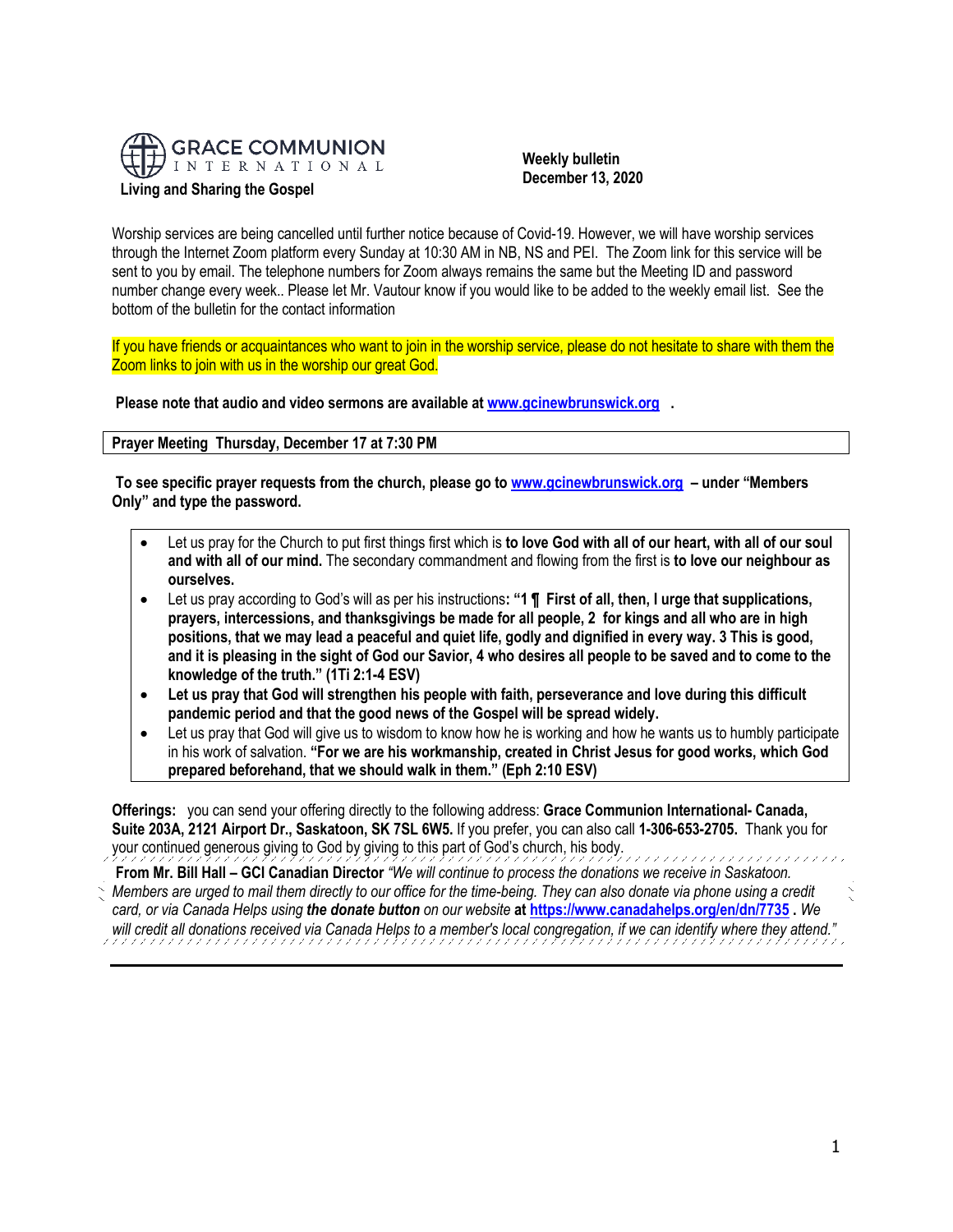**GRACE COMMUNION INTERNATIONAL**

**Living and Sharing the Gospel**

**Weekly bulletin**
**December 13, 2020**

Worship services are being cancelled until further notice because of Covid-19. However, we will have worship services through the Internet Zoom platform every Sunday at 10:30 AM in NB, NS and PEI. The Zoom link for this service will be sent to you by email. The telephone numbers for Zoom always remains the same but the Meeting ID and password number change every week.. Please let Mr. Vautour know if you would like to be added to the weekly email list. See the bottom of the bulletin for the contact information

If you have friends or acquaintances who want to join in the worship service, please do not hesitate to share with them the Zoom links to join with us in the worship our great God.

**Please note that audio and video sermons are available at [www.gcinewbrunswick.org](http://www.gcinewbrunswick.org) .**

**Prayer Meeting Thursday, December 17 at 7:30 PM**

**To see specific prayer requests from the church, please go to [www.gcinewbrunswick.org](http://www.gcinewbrunswick.org) – under "Members Only" and type the password.**

- Let us pray for the Church to put first things first which is **to love God with all of our heart, with all of our soul and with all of our mind.** The secondary commandment and flowing from the first is **to love our neighbour as ourselves.**
- Let us pray according to God's will as per his instructions**: "1 ¶ First of all, then, I urge that supplications, prayers, intercessions, and thanksgivings be made for all people, 2 for kings and all who are in high positions, that we may lead a peaceful and quiet life, godly and dignified in every way. 3 This is good, and it is pleasing in the sight of God our Savior, 4 who desires all people to be saved and to come to the knowledge of the truth." (1Ti 2:1-4 ESV)**
- **Let us pray that God will strengthen his people with faith, perseverance and love during this difficult pandemic period and that the good news of the Gospel will be spread widely.**
- Let us pray that God will give us to wisdom to know how he is working and how he wants us to humbly participate in his work of salvation. **"For we are his workmanship, created in Christ Jesus for good works, which God prepared beforehand, that we should walk in them." (Eph 2:10 ESV)**

**Offerings:** you can send your offering directly to the following address: **Grace Communion International- Canada, Suite 203A, 2121 Airport Dr., Saskatoon, SK 7SL 6W5.** If you prefer, you can also call **1-306-653-2705.** Thank you for your continued generous giving to God by giving to this part of God's church, his body.

**From Mr. Bill Hall – GCI Canadian Director** *"We will continue to process the donations we receive in Saskatoon. Members are urged to mail them directly to our office for the time-being. They can also donate via phone using a credit card, or via Canada Helps using **the donate button** on our website* **at [https://www.canadahelps.org/en/dn/7735](https://www.canadahelps.org/en/dn/7735) .** *We will credit all donations received via Canada Helps to a member's local congregation, if we can identify where they attend."*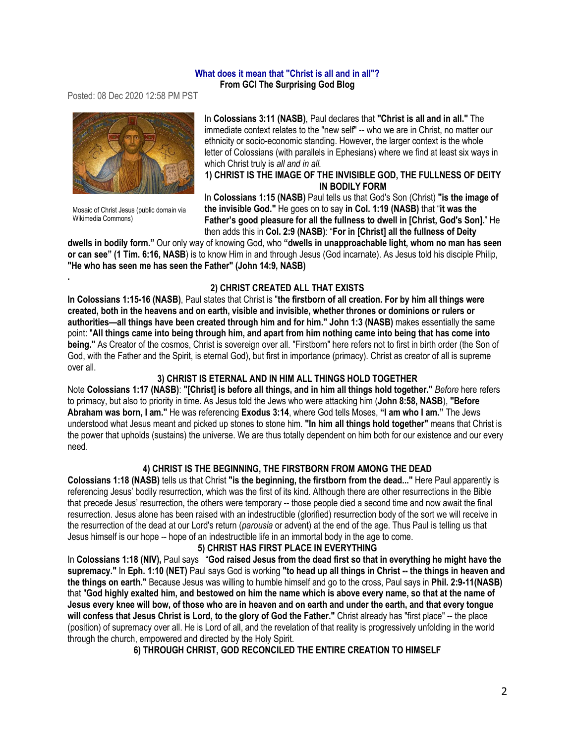**[What does it mean that "Christ is all and in all"?](#)**
**From GCI The Surprising God Blog**

Posted: 08 Dec 2020 12:58 PM PST

Mosaic of Christ Jesus (public domain via Wikimedia Commons)

In **Colossians 3:11 (NASB)**, Paul declares that **"Christ is all and in all."** The immediate context relates to the "new self" -- who we are in Christ, no matter our ethnicity or socio-economic standing. However, the larger context is the whole letter of Colossians (with parallels in Ephesians) where we find at least six ways in which Christ truly is *all and in all.*

**1) CHRIST IS THE IMAGE OF THE INVISIBLE GOD, THE FULLNESS OF DEITY IN BODILY FORM**

In **Colossians 1:15 (NASB)** Paul tells us that God's Son (Christ) **"is the image of the invisible God."** He goes on to say **in Col. 1:19 (NASB)** that "**it was the Father's good pleasure for all the fullness to dwell in [Christ, God's Son].**" He then adds this in **Col. 2:9 (NASB)**: "**For in [Christ] all the fullness of Deity dwells in bodily form."** Our only way of knowing God, who **"dwells in unapproachable light, whom no man has seen or can see" (1 Tim. 6:16, NASB**) is to know Him in and through Jesus (God incarnate). As Jesus told his disciple Philip, **"He who has seen me has seen the Father" (John 14:9, NASB)**

.

**2) CHRIST CREATED ALL THAT EXISTS**

**In Colossians 1:15-16 (NASB)**, Paul states that Christ is "**the firstborn of all creation. For by him all things were created, both in the heavens and on earth, visible and invisible, whether thrones or dominions or rulers or authorities—all things have been created through him and for him." John 1:3 (NASB)** makes essentially the same point: "**All things came into being through him, and apart from him nothing came into being that has come into being."** As Creator of the cosmos, Christ is sovereign over all. "Firstborn" here refers not to first in birth order (the Son of God, with the Father and the Spirit, is eternal God), but first in importance (primacy). Christ as creator of all is supreme over all.

**3) CHRIST IS ETERNAL AND IN HIM ALL THINGS HOLD TOGETHER**

Note **Colossians 1:17 (NASB)**: **"[Christ] is before all things, and in him all things hold together."** *Before* here refers to primacy, but also to priority in time. As Jesus told the Jews who were attacking him (**John 8:58, NASB**), **"Before Abraham was born, I am."** He was referencing **Exodus 3:14**, where God tells Moses, **"I am who I am."** The Jews understood what Jesus meant and picked up stones to stone him. **"In him all things hold together"** means that Christ is the power that upholds (sustains) the universe. We are thus totally dependent on him both for our existence and our every need.

**4) CHRIST IS THE BEGINNING, THE FIRSTBORN FROM AMONG THE DEAD**

**Colossians 1:18 (NASB)** tells us that Christ **"is the beginning, the firstborn from the dead..."** Here Paul apparently is referencing Jesus' bodily resurrection, which was the first of its kind. Although there are other resurrections in the Bible that precede Jesus' resurrection, the others were temporary -- those people died a second time and now await the final resurrection. Jesus alone has been raised with an indestructible (glorified) resurrection body of the sort we will receive in the resurrection of the dead at our Lord's return (*parousia* or advent) at the end of the age. Thus Paul is telling us that Jesus himself is our hope -- hope of an indestructible life in an immortal body in the age to come.

**5) CHRIST HAS FIRST PLACE IN EVERYTHING**

In **Colossians 1:18 (NIV),** Paul says "**God raised Jesus from the dead first so that in everything he might have the supremacy."** In **Eph. 1:10 (NET)** Paul says God is working **"to head up all things in Christ -- the things in heaven and the things on earth."** Because Jesus was willing to humble himself and go to the cross, Paul says in **Phil. 2:9-11(NASB)** that "**God highly exalted him, and bestowed on him the name which is above every name, so that at the name of Jesus every knee will bow, of those who are in heaven and on earth and under the earth, and that every tongue will confess that Jesus Christ is Lord, to the glory of God the Father."** Christ already has "first place" -- the place (position) of supremacy over all. He is Lord of all, and the revelation of that reality is progressively unfolding in the world through the church, empowered and directed by the Holy Spirit.

**6) THROUGH CHRIST, GOD RECONCILED THE ENTIRE CREATION TO HIMSELF**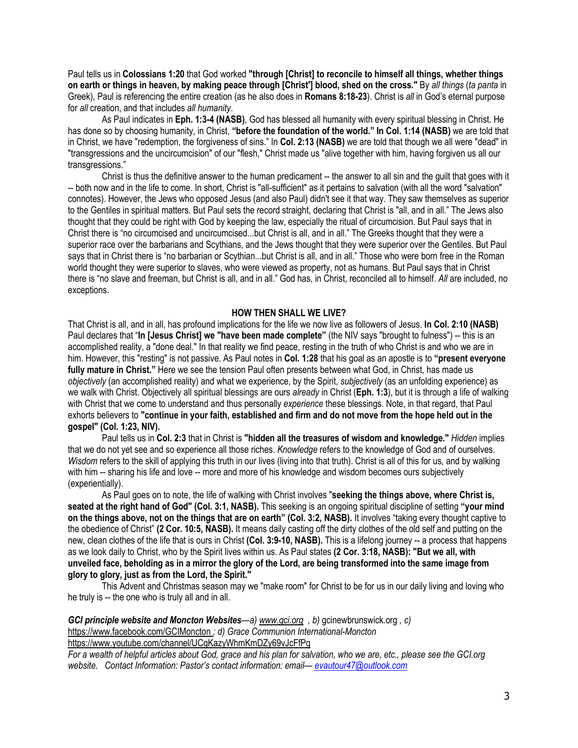Paul tells us in **Colossians 1:20** that God worked **"through [Christ] to reconcile to himself all things, whether things on earth or things in heaven, by making peace through [Christ'] blood, shed on the cross."** By *all things* (*ta panta* in Greek), Paul is referencing the entire creation (as he also does in **Romans 8:18-23**). Christ is *all* in God's eternal purpose for *all* creation, and that includes *all humanity*.

As Paul indicates in **Eph. 1:3-4 (NASB)**, God has blessed all humanity with every spiritual blessing in Christ. He has done so by choosing humanity, in Christ, **"before the foundation of the world." In Col. 1:14 (NASB)** we are told that in Christ, we have "redemption, the forgiveness of sins." In **Col. 2:13 (NASB)** we are told that though we all were "dead" in "transgressions and the uncircumcision" of our "flesh," Christ made us "alive together with him, having forgiven us all our transgressions."

Christ is thus the definitive answer to the human predicament -- the answer to all sin and the guilt that goes with it -- both now and in the life to come. In short, Christ is "all-sufficient" as it pertains to salvation (with all the word "salvation" connotes). However, the Jews who opposed Jesus (and also Paul) didn't see it that way. They saw themselves as superior to the Gentiles in spiritual matters. But Paul sets the record straight, declaring that Christ is "all, and in all." The Jews also thought that they could be right with God by keeping the law, especially the ritual of circumcision. But Paul says that in Christ there is "no circumcised and uncircumcised...but Christ is all, and in all." The Greeks thought that they were a superior race over the barbarians and Scythians, and the Jews thought that they were superior over the Gentiles. But Paul says that in Christ there is "no barbarian or Scythian...but Christ is all, and in all." Those who were born free in the Roman world thought they were superior to slaves, who were viewed as property, not as humans. But Paul says that in Christ there is "no slave and freeman, but Christ is all, and in all." God has, in Christ, reconciled all to himself. *All* are included, no exceptions.

**HOW THEN SHALL WE LIVE?**

That Christ is all, and in all, has profound implications for the life we now live as followers of Jesus. **In Col. 2:10 (NASB)** Paul declares that "**In [Jesus Christ] we "have been made complete"** (the NIV says "brought to fulness") -- this is an accomplished reality, a "done deal." In that reality we find peace, resting in the truth of who Christ is and who we are in him. However, this "resting" is not passive. As Paul notes in **Col. 1:28** that his goal as an apostle is to **"present everyone fully mature in Christ."** Here we see the tension Paul often presents between what God, in Christ, has made us *objectively* (an accomplished reality) and what we experience, by the Spirit, *subjectively* (as an unfolding experience) as we walk with Christ. Objectively all spiritual blessings are ours *already* in Christ (**Eph. 1:3**), but it is through a life of walking with Christ that we come to understand and thus personally *experience* these blessings. Note, in that regard, that Paul exhorts believers to **"continue in your faith, established and firm and do not move from the hope held out in the gospel" (Col. 1:23, NIV).**

Paul tells us in **Col. 2:3** that in Christ is **"hidden all the treasures of wisdom and knowledge."** *Hidden* implies that we do not yet see and so experience all those riches. *Knowledge* refers to the knowledge of God and of ourselves. *Wisdom* refers to the skill of applying this truth in our lives (living into that truth). Christ is all of this for us, and by walking with him -- sharing his life and love -- more and more of his knowledge and wisdom becomes ours subjectively (experientially).

As Paul goes on to note, the life of walking with Christ involves "**seeking the things above, where Christ is, seated at the right hand of God" (Col. 3:1, NASB).** This seeking is an ongoing spiritual discipline of setting **"your mind on the things above, not on the things that are on earth" (Col. 3:2, NASB).** It involves "taking every thought captive to the obedience of Christ" **(2 Cor. 10:5, NASB).** It means daily casting off the dirty clothes of the old self and putting on the new, clean clothes of the life that is ours in Christ **(Col. 3:9-10, NASB).** This is a lifelong journey -- a process that happens as we look daily to Christ, who by the Spirit lives within us. As Paul states **(2 Cor. 3:18, NASB): "But we all, with unveiled face, beholding as in a mirror the glory of the Lord, are being transformed into the same image from glory to glory, just as from the Lord, the Spirit."**

This Advent and Christmas season may we "make room" for Christ to be for us in our daily living and loving who he truly is -- the one who is truly all and in all.

***GCI principle website and Moncton Websites****—a) www.gci.org , b)* gcinewbrunswick.org *, c)* https://www.facebook.com/GCIMoncton *; d) Grace Communion International-Moncton*
https://www.youtube.com/channel/UCgKazyWhmKmDZy69vJcFfPg
*For a wealth of helpful articles about God, grace and his plan for salvation, who we are, etc., please see the GCI.org website. Contact Information: Pastor's contact information: email— evautour47@outlook.com*